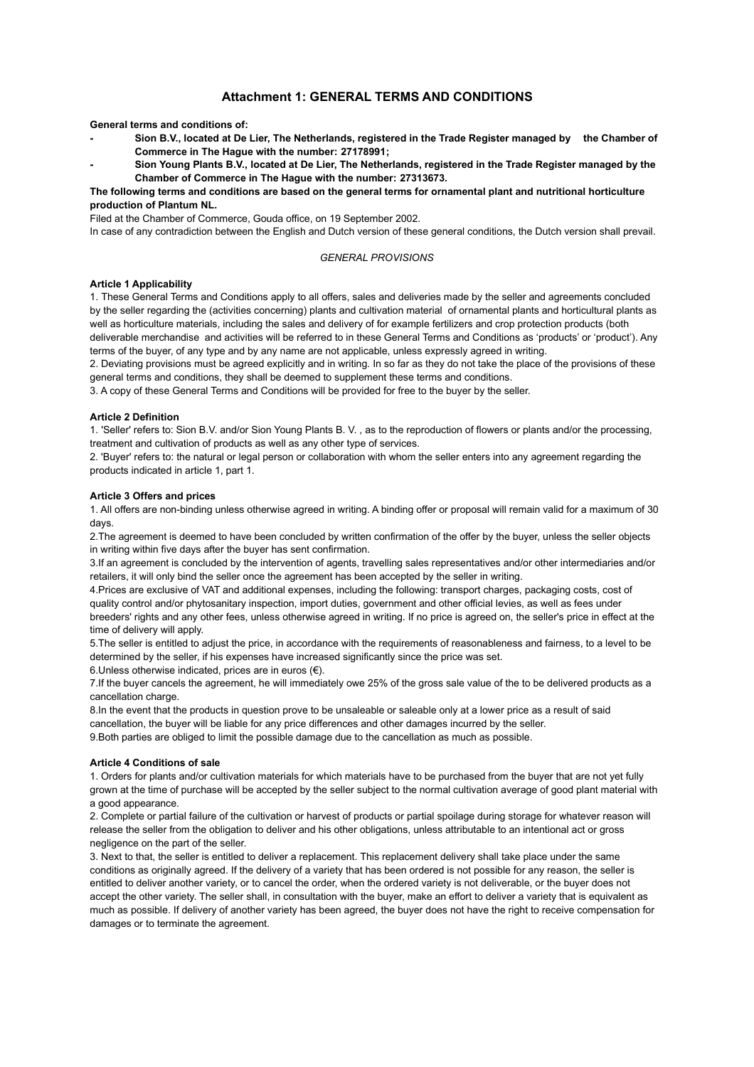# Attachment 1: GENERAL TERMS AND CONDITIONS

**General terms and conditions of:**

- **Sion B.V., located at De Lier, The Netherlands, registered in the Trade Register managed by the Chamber of Commerce in The Hague with the number: 27178991;**
- **Sion Young Plants B.V., located at De Lier, The Netherlands, registered in the Trade Register managed by the Chamber of Commerce in The Hague with the number: 27313673.**

**The following terms and conditions are based on the general terms for ornamental plant and nutritional horticulture production of Plantum NL.**

Filed at the Chamber of Commerce, Gouda office, on 19 September 2002.

In case of any contradiction between the English and Dutch version of these general conditions, the Dutch version shall prevail.

*GENERAL PROVISIONS*

**Article 1 Applicability**

1. These General Terms and Conditions apply to all offers, sales and deliveries made by the seller and agreements concluded by the seller regarding the (activities concerning) plants and cultivation material of ornamental plants and horticultural plants as well as horticulture materials, including the sales and delivery of for example fertilizers and crop protection products (both deliverable merchandise and activities will be referred to in these General Terms and Conditions as 'products' or 'product'). Any terms of the buyer, of any type and by any name are not applicable, unless expressly agreed in writing.
2. Deviating provisions must be agreed explicitly and in writing. In so far as they do not take the place of the provisions of these general terms and conditions, they shall be deemed to supplement these terms and conditions.
3. A copy of these General Terms and Conditions will be provided for free to the buyer by the seller.

**Article 2 Definition**

1. 'Seller' refers to: Sion B.V. and/or Sion Young Plants B. V. , as to the reproduction of flowers or plants and/or the processing, treatment and cultivation of products as well as any other type of services.
2. 'Buyer' refers to: the natural or legal person or collaboration with whom the seller enters into any agreement regarding the products indicated in article 1, part 1.

**Article 3 Offers and prices**

1. All offers are non-binding unless otherwise agreed in writing. A binding offer or proposal will remain valid for a maximum of 30 days.
2. The agreement is deemed to have been concluded by written confirmation of the offer by the buyer, unless the seller objects in writing within five days after the buyer has sent confirmation.
3. If an agreement is concluded by the intervention of agents, travelling sales representatives and/or other intermediaries and/or retailers, it will only bind the seller once the agreement has been accepted by the seller in writing.
4. Prices are exclusive of VAT and additional expenses, including the following: transport charges, packaging costs, cost of quality control and/or phytosanitary inspection, import duties, government and other official levies, as well as fees under breeders' rights and any other fees, unless otherwise agreed in writing. If no price is agreed on, the seller's price in effect at the time of delivery will apply.
5. The seller is entitled to adjust the price, in accordance with the requirements of reasonableness and fairness, to a level to be determined by the seller, if his expenses have increased significantly since the price was set.
6. Unless otherwise indicated, prices are in euros (€).
7. If the buyer cancels the agreement, he will immediately owe 25% of the gross sale value of the to be delivered products as a cancellation charge.
8. In the event that the products in question prove to be unsaleable or saleable only at a lower price as a result of said cancellation, the buyer will be liable for any price differences and other damages incurred by the seller.
9. Both parties are obliged to limit the possible damage due to the cancellation as much as possible.

**Article 4 Conditions of sale**

1. Orders for plants and/or cultivation materials for which materials have to be purchased from the buyer that are not yet fully grown at the time of purchase will be accepted by the seller subject to the normal cultivation average of good plant material with a good appearance.
2. Complete or partial failure of the cultivation or harvest of products or partial spoilage during storage for whatever reason will release the seller from the obligation to deliver and his other obligations, unless attributable to an intentional act or gross negligence on the part of the seller.
3. Next to that, the seller is entitled to deliver a replacement. This replacement delivery shall take place under the same conditions as originally agreed. If the delivery of a variety that has been ordered is not possible for any reason, the seller is entitled to deliver another variety, or to cancel the order, when the ordered variety is not deliverable, or the buyer does not accept the other variety. The seller shall, in consultation with the buyer, make an effort to deliver a variety that is equivalent as much as possible. If delivery of another variety has been agreed, the buyer does not have the right to receive compensation for damages or to terminate the agreement.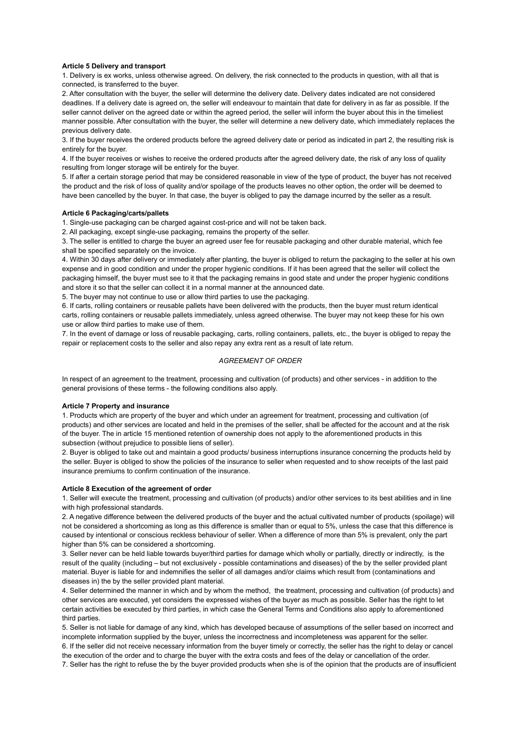**Article 5 Delivery and transport**

1. Delivery is ex works, unless otherwise agreed. On delivery, the risk connected to the products in question, with all that is connected, is transferred to the buyer.
2. After consultation with the buyer, the seller will determine the delivery date. Delivery dates indicated are not considered deadlines. If a delivery date is agreed on, the seller will endeavour to maintain that date for delivery in as far as possible. If the seller cannot deliver on the agreed date or within the agreed period, the seller will inform the buyer about this in the timeliest manner possible. After consultation with the buyer, the seller will determine a new delivery date, which immediately replaces the previous delivery date.
3. If the buyer receives the ordered products before the agreed delivery date or period as indicated in part 2, the resulting risk is entirely for the buyer.
4. If the buyer receives or wishes to receive the ordered products after the agreed delivery date, the risk of any loss of quality resulting from longer storage will be entirely for the buyer.
5. If after a certain storage period that may be considered reasonable in view of the type of product, the buyer has not received the product and the risk of loss of quality and/or spoilage of the products leaves no other option, the order will be deemed to have been cancelled by the buyer. In that case, the buyer is obliged to pay the damage incurred by the seller as a result.

**Article 6 Packaging/carts/pallets**

1. Single-use packaging can be charged against cost-price and will not be taken back.
2. All packaging, except single-use packaging, remains the property of the seller.
3. The seller is entitled to charge the buyer an agreed user fee for reusable packaging and other durable material, which fee shall be specified separately on the invoice.
4. Within 30 days after delivery or immediately after planting, the buyer is obliged to return the packaging to the seller at his own expense and in good condition and under the proper hygienic conditions. If it has been agreed that the seller will collect the packaging himself, the buyer must see to it that the packaging remains in good state and under the proper hygienic conditions and store it so that the seller can collect it in a normal manner at the announced date.
5. The buyer may not continue to use or allow third parties to use the packaging.
6. If carts, rolling containers or reusable pallets have been delivered with the products, then the buyer must return identical carts, rolling containers or reusable pallets immediately, unless agreed otherwise. The buyer may not keep these for his own use or allow third parties to make use of them.
7. In the event of damage or loss of reusable packaging, carts, rolling containers, pallets, etc., the buyer is obliged to repay the repair or replacement costs to the seller and also repay any extra rent as a result of late return.

*AGREEMENT OF ORDER*

In respect of an agreement to the treatment, processing and cultivation (of products) and other services - in addition to the general provisions of these terms - the following conditions also apply.

**Article 7 Property and insurance**

1. Products which are property of the buyer and which under an agreement for treatment, processing and cultivation (of products) and other services are located and held in the premises of the seller, shall be affected for the account and at the risk of the buyer. The in article 15 mentioned retention of ownership does not apply to the aforementioned products in this subsection (without prejudice to possible liens of seller).
2. Buyer is obliged to take out and maintain a good products/ business interruptions insurance concerning the products held by the seller. Buyer is obliged to show the policies of the insurance to seller when requested and to show receipts of the last paid insurance premiums to confirm continuation of the insurance.

**Article 8 Execution of the agreement of order**

1. Seller will execute the treatment, processing and cultivation (of products) and/or other services to its best abilities and in line with high professional standards.
2. A negative difference between the delivered products of the buyer and the actual cultivated number of products (spoilage) will not be considered a shortcoming as long as this difference is smaller than or equal to 5%, unless the case that this difference is caused by intentional or conscious reckless behaviour of seller. When a difference of more than 5% is prevalent, only the part higher than 5% can be considered a shortcoming.
3. Seller never can be held liable towards buyer/third parties for damage which wholly or partially, directly or indirectly, is the result of the quality (including – but not exclusively - possible contaminations and diseases) of the by the seller provided plant material. Buyer is liable for and indemnifies the seller of all damages and/or claims which result from (contaminations and diseases in) the by the seller provided plant material.
4. Seller determined the manner in which and by whom the method, the treatment, processing and cultivation (of products) and other services are executed, yet considers the expressed wishes of the buyer as much as possible. Seller has the right to let certain activities be executed by third parties, in which case the General Terms and Conditions also apply to aforementioned third parties.
5. Seller is not liable for damage of any kind, which has developed because of assumptions of the seller based on incorrect and incomplete information supplied by the buyer, unless the incorrectness and incompleteness was apparent for the seller.
6. If the seller did not receive necessary information from the buyer timely or correctly, the seller has the right to delay or cancel the execution of the order and to charge the buyer with the extra costs and fees of the delay or cancellation of the order.
7. Seller has the right to refuse the by the buyer provided products when she is of the opinion that the products are of insufficient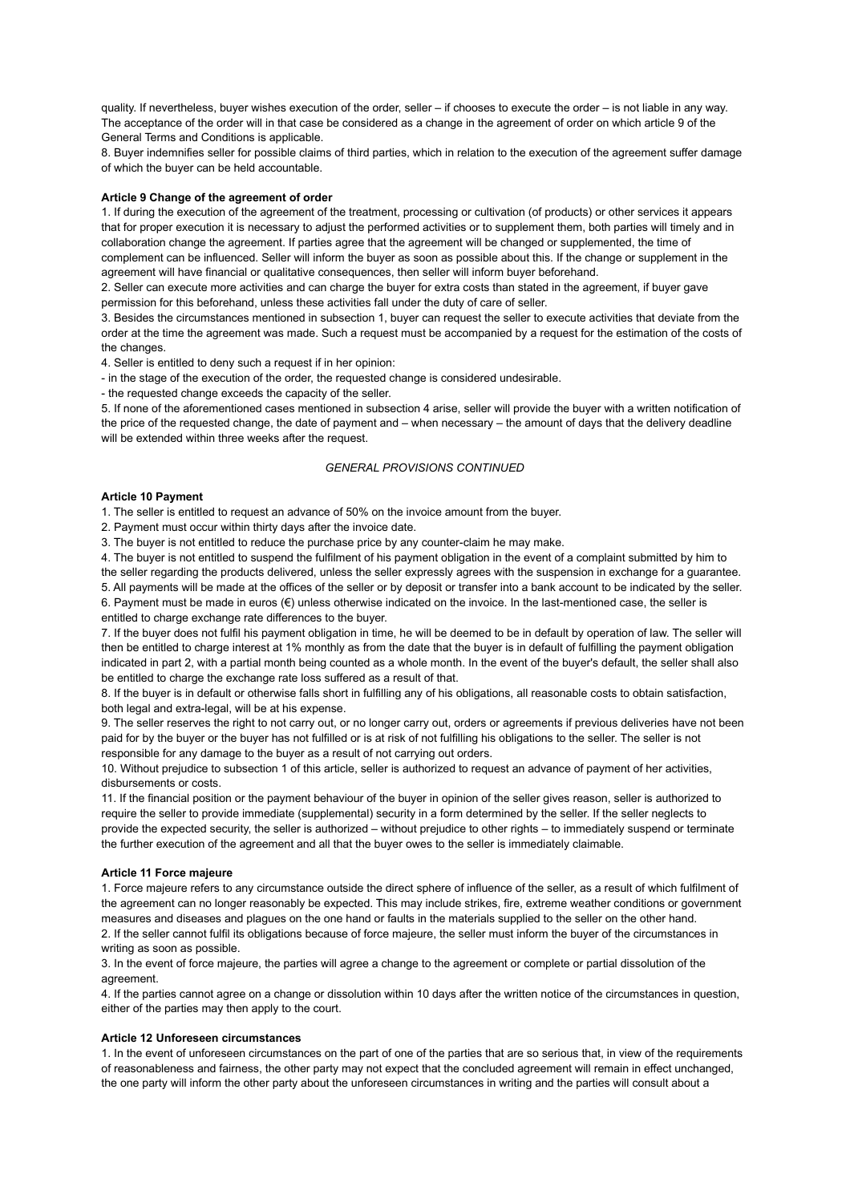quality. If nevertheless, buyer wishes execution of the order, seller – if chooses to execute the order – is not liable in any way. The acceptance of the order will in that case be considered as a change in the agreement of order on which article 9 of the General Terms and Conditions is applicable.

8. Buyer indemnifies seller for possible claims of third parties, which in relation to the execution of the agreement suffer damage of which the buyer can be held accountable.

**Article 9 Change of the agreement of order**

1. If during the execution of the agreement of the treatment, processing or cultivation (of products) or other services it appears that for proper execution it is necessary to adjust the performed activities or to supplement them, both parties will timely and in collaboration change the agreement. If parties agree that the agreement will be changed or supplemented, the time of complement can be influenced. Seller will inform the buyer as soon as possible about this. If the change or supplement in the agreement will have financial or qualitative consequences, then seller will inform buyer beforehand.

2. Seller can execute more activities and can charge the buyer for extra costs than stated in the agreement, if buyer gave permission for this beforehand, unless these activities fall under the duty of care of seller.

3. Besides the circumstances mentioned in subsection 1, buyer can request the seller to execute activities that deviate from the order at the time the agreement was made. Such a request must be accompanied by a request for the estimation of the costs of the changes.

4. Seller is entitled to deny such a request if in her opinion:

- in the stage of the execution of the order, the requested change is considered undesirable.
- the requested change exceeds the capacity of the seller.

5. If none of the aforementioned cases mentioned in subsection 4 arise, seller will provide the buyer with a written notification of the price of the requested change, the date of payment and – when necessary – the amount of days that the delivery deadline will be extended within three weeks after the request.

*GENERAL PROVISIONS CONTINUED*

**Article 10 Payment**

1. The seller is entitled to request an advance of 50% on the invoice amount from the buyer.

2. Payment must occur within thirty days after the invoice date.

3. The buyer is not entitled to reduce the purchase price by any counter-claim he may make.

4. The buyer is not entitled to suspend the fulfilment of his payment obligation in the event of a complaint submitted by him to the seller regarding the products delivered, unless the seller expressly agrees with the suspension in exchange for a guarantee.

5. All payments will be made at the offices of the seller or by deposit or transfer into a bank account to be indicated by the seller.

6. Payment must be made in euros (€) unless otherwise indicated on the invoice. In the last-mentioned case, the seller is entitled to charge exchange rate differences to the buyer.

7. If the buyer does not fulfil his payment obligation in time, he will be deemed to be in default by operation of law. The seller will then be entitled to charge interest at 1% monthly as from the date that the buyer is in default of fulfilling the payment obligation indicated in part 2, with a partial month being counted as a whole month. In the event of the buyer's default, the seller shall also be entitled to charge the exchange rate loss suffered as a result of that.

8. If the buyer is in default or otherwise falls short in fulfilling any of his obligations, all reasonable costs to obtain satisfaction, both legal and extra-legal, will be at his expense.

9. The seller reserves the right to not carry out, or no longer carry out, orders or agreements if previous deliveries have not been paid for by the buyer or the buyer has not fulfilled or is at risk of not fulfilling his obligations to the seller. The seller is not responsible for any damage to the buyer as a result of not carrying out orders.

10. Without prejudice to subsection 1 of this article, seller is authorized to request an advance of payment of her activities, disbursements or costs.

11. If the financial position or the payment behaviour of the buyer in opinion of the seller gives reason, seller is authorized to require the seller to provide immediate (supplemental) security in a form determined by the seller. If the seller neglects to provide the expected security, the seller is authorized – without prejudice to other rights – to immediately suspend or terminate the further execution of the agreement and all that the buyer owes to the seller is immediately claimable.

**Article 11 Force majeure**

1. Force majeure refers to any circumstance outside the direct sphere of influence of the seller, as a result of which fulfilment of the agreement can no longer reasonably be expected. This may include strikes, fire, extreme weather conditions or government measures and diseases and plagues on the one hand or faults in the materials supplied to the seller on the other hand.

2. If the seller cannot fulfil its obligations because of force majeure, the seller must inform the buyer of the circumstances in writing as soon as possible.

3. In the event of force majeure, the parties will agree a change to the agreement or complete or partial dissolution of the agreement.

4. If the parties cannot agree on a change or dissolution within 10 days after the written notice of the circumstances in question, either of the parties may then apply to the court.

**Article 12 Unforeseen circumstances**

1. In the event of unforeseen circumstances on the part of one of the parties that are so serious that, in view of the requirements of reasonableness and fairness, the other party may not expect that the concluded agreement will remain in effect unchanged, the one party will inform the other party about the unforeseen circumstances in writing and the parties will consult about a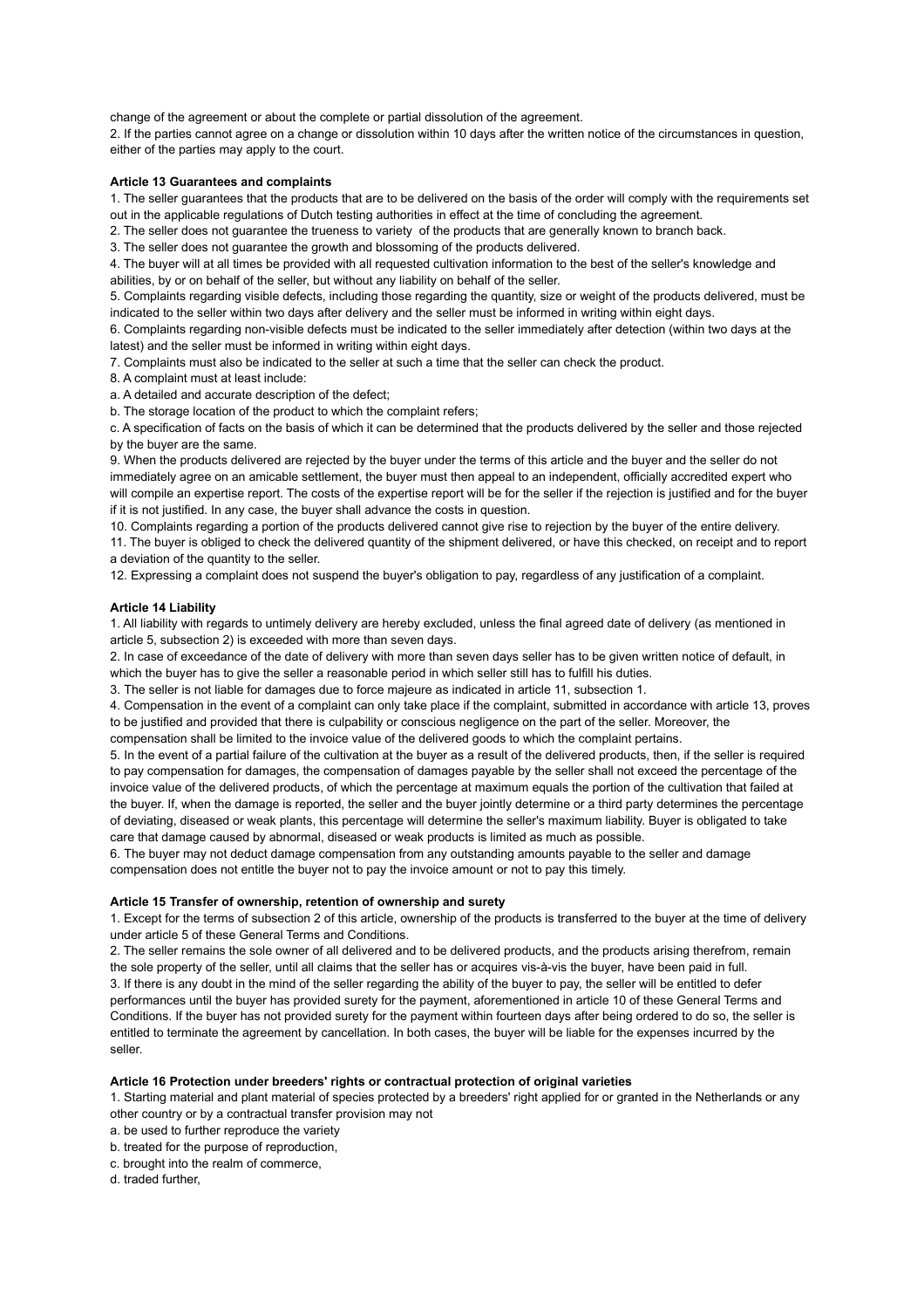change of the agreement or about the complete or partial dissolution of the agreement.

2. If the parties cannot agree on a change or dissolution within 10 days after the written notice of the circumstances in question, either of the parties may apply to the court.

**Article 13 Guarantees and complaints**

1. The seller guarantees that the products that are to be delivered on the basis of the order will comply with the requirements set out in the applicable regulations of Dutch testing authorities in effect at the time of concluding the agreement.

2. The seller does not guarantee the trueness to variety  of the products that are generally known to branch back.

3. The seller does not guarantee the growth and blossoming of the products delivered.

4. The buyer will at all times be provided with all requested cultivation information to the best of the seller's knowledge and abilities, by or on behalf of the seller, but without any liability on behalf of the seller.

5. Complaints regarding visible defects, including those regarding the quantity, size or weight of the products delivered, must be indicated to the seller within two days after delivery and the seller must be informed in writing within eight days.

6. Complaints regarding non-visible defects must be indicated to the seller immediately after detection (within two days at the latest) and the seller must be informed in writing within eight days.

7. Complaints must also be indicated to the seller at such a time that the seller can check the product.

8. A complaint must at least include:

a. A detailed and accurate description of the defect;

b. The storage location of the product to which the complaint refers;

c. A specification of facts on the basis of which it can be determined that the products delivered by the seller and those rejected by the buyer are the same.

9. When the products delivered are rejected by the buyer under the terms of this article and the buyer and the seller do not immediately agree on an amicable settlement, the buyer must then appeal to an independent, officially accredited expert who will compile an expertise report. The costs of the expertise report will be for the seller if the rejection is justified and for the buyer if it is not justified. In any case, the buyer shall advance the costs in question.

10. Complaints regarding a portion of the products delivered cannot give rise to rejection by the buyer of the entire delivery.

11. The buyer is obliged to check the delivered quantity of the shipment delivered, or have this checked, on receipt and to report a deviation of the quantity to the seller.

12. Expressing a complaint does not suspend the buyer's obligation to pay, regardless of any justification of a complaint.

**Article 14 Liability**

1. All liability with regards to untimely delivery are hereby excluded, unless the final agreed date of delivery (as mentioned in article 5, subsection 2) is exceeded with more than seven days.

2. In case of exceedance of the date of delivery with more than seven days seller has to be given written notice of default, in which the buyer has to give the seller a reasonable period in which seller still has to fulfill his duties.

3. The seller is not liable for damages due to force majeure as indicated in article 11, subsection 1.

4. Compensation in the event of a complaint can only take place if the complaint, submitted in accordance with article 13, proves to be justified and provided that there is culpability or conscious negligence on the part of the seller. Moreover, the compensation shall be limited to the invoice value of the delivered goods to which the complaint pertains.

5. In the event of a partial failure of the cultivation at the buyer as a result of the delivered products, then, if the seller is required to pay compensation for damages, the compensation of damages payable by the seller shall not exceed the percentage of the invoice value of the delivered products, of which the percentage at maximum equals the portion of the cultivation that failed at the buyer. If, when the damage is reported, the seller and the buyer jointly determine or a third party determines the percentage of deviating, diseased or weak plants, this percentage will determine the seller's maximum liability. Buyer is obligated to take care that damage caused by abnormal, diseased or weak products is limited as much as possible.

6. The buyer may not deduct damage compensation from any outstanding amounts payable to the seller and damage compensation does not entitle the buyer not to pay the invoice amount or not to pay this timely.

**Article 15 Transfer of ownership, retention of ownership and surety**

1. Except for the terms of subsection 2 of this article, ownership of the products is transferred to the buyer at the time of delivery under article 5 of these General Terms and Conditions.

2. The seller remains the sole owner of all delivered and to be delivered products, and the products arising therefrom, remain the sole property of the seller, until all claims that the seller has or acquires vis-à-vis the buyer, have been paid in full.

3. If there is any doubt in the mind of the seller regarding the ability of the buyer to pay, the seller will be entitled to defer performances until the buyer has provided surety for the payment, aforementioned in article 10 of these General Terms and Conditions. If the buyer has not provided surety for the payment within fourteen days after being ordered to do so, the seller is entitled to terminate the agreement by cancellation. In both cases, the buyer will be liable for the expenses incurred by the seller.

**Article 16 Protection under breeders' rights or contractual protection of original varieties**

1. Starting material and plant material of species protected by a breeders' right applied for or granted in the Netherlands or any other country or by a contractual transfer provision may not

a. be used to further reproduce the variety

b. treated for the purpose of reproduction,

c. brought into the realm of commerce,

d. traded further,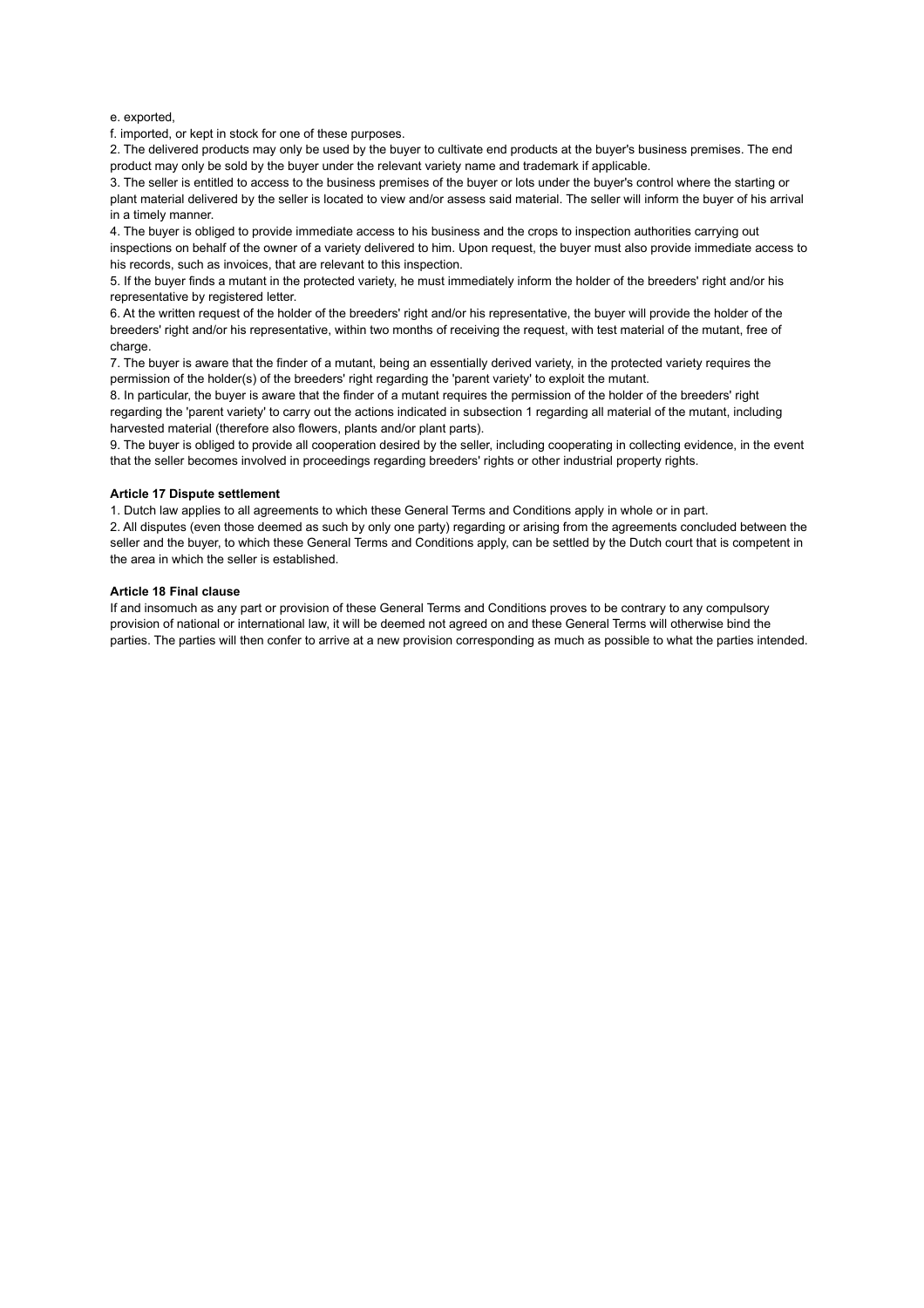e. exported,

f. imported, or kept in stock for one of these purposes.

2. The delivered products may only be used by the buyer to cultivate end products at the buyer's business premises. The end product may only be sold by the buyer under the relevant variety name and trademark if applicable.

3. The seller is entitled to access to the business premises of the buyer or lots under the buyer's control where the starting or plant material delivered by the seller is located to view and/or assess said material. The seller will inform the buyer of his arrival in a timely manner.

4. The buyer is obliged to provide immediate access to his business and the crops to inspection authorities carrying out inspections on behalf of the owner of a variety delivered to him. Upon request, the buyer must also provide immediate access to his records, such as invoices, that are relevant to this inspection.

5. If the buyer finds a mutant in the protected variety, he must immediately inform the holder of the breeders' right and/or his representative by registered letter.

6. At the written request of the holder of the breeders' right and/or his representative, the buyer will provide the holder of the breeders' right and/or his representative, within two months of receiving the request, with test material of the mutant, free of charge.

7. The buyer is aware that the finder of a mutant, being an essentially derived variety, in the protected variety requires the permission of the holder(s) of the breeders' right regarding the 'parent variety' to exploit the mutant.

8. In particular, the buyer is aware that the finder of a mutant requires the permission of the holder of the breeders' right regarding the 'parent variety' to carry out the actions indicated in subsection 1 regarding all material of the mutant, including harvested material (therefore also flowers, plants and/or plant parts).

9. The buyer is obliged to provide all cooperation desired by the seller, including cooperating in collecting evidence, in the event that the seller becomes involved in proceedings regarding breeders' rights or other industrial property rights.

**Article 17 Dispute settlement**

1. Dutch law applies to all agreements to which these General Terms and Conditions apply in whole or in part.

2. All disputes (even those deemed as such by only one party) regarding or arising from the agreements concluded between the seller and the buyer, to which these General Terms and Conditions apply, can be settled by the Dutch court that is competent in the area in which the seller is established.

**Article 18 Final clause**

If and insomuch as any part or provision of these General Terms and Conditions proves to be contrary to any compulsory provision of national or international law, it will be deemed not agreed on and these General Terms will otherwise bind the parties. The parties will then confer to arrive at a new provision corresponding as much as possible to what the parties intended.